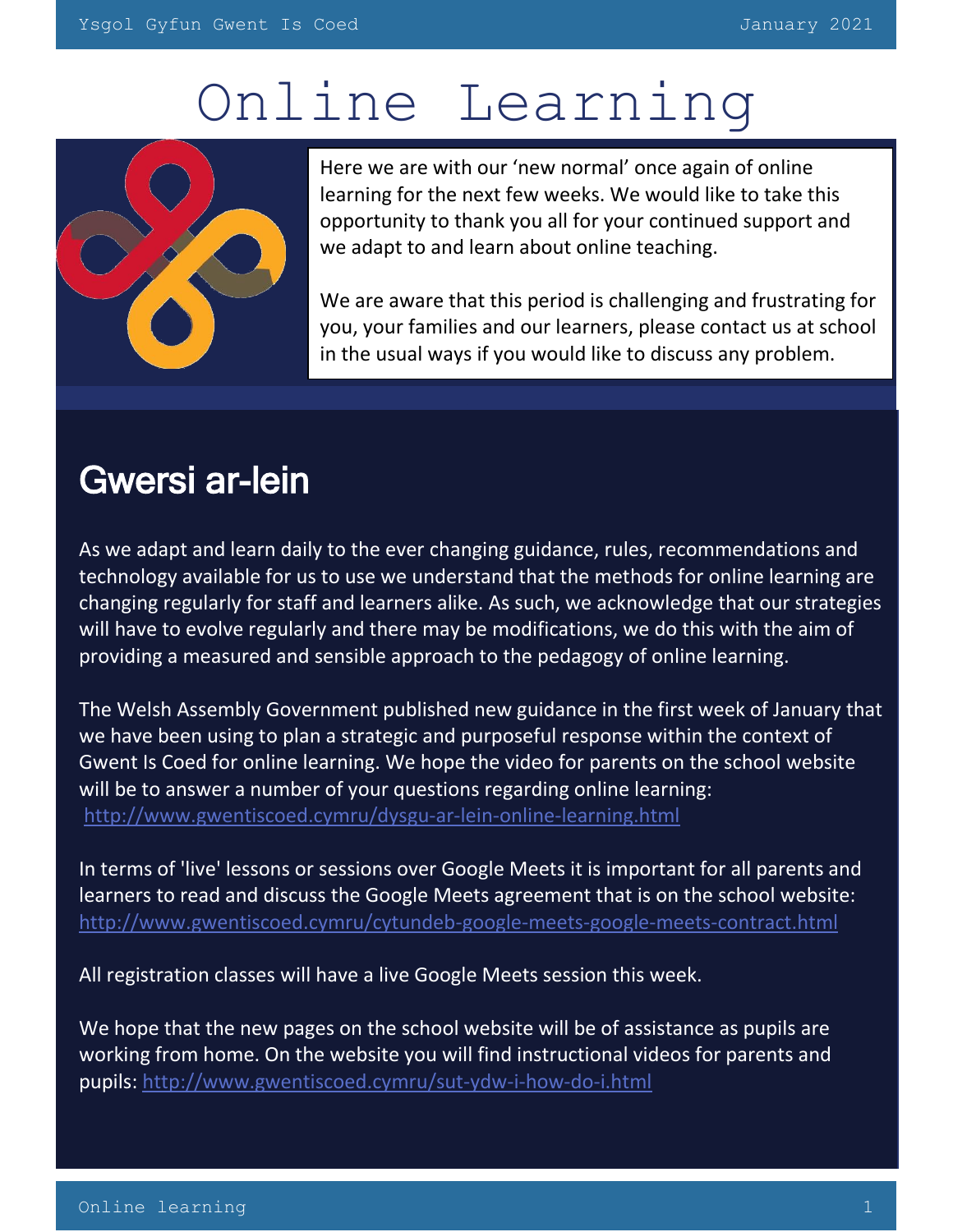# Online Learning

Here we are with our 'new normal' once again of online learning for the next few weeks. We would like to take this opportunity to thank you all for your continued support and we adapt to and learn about online teaching.

We are aware that this period is challenging and frustrating for you, your families and our learners, please contact us at school in the usual ways if you would like to discuss any problem.

## Gwersi ar-lein

As we adapt and learn daily to the ever changing guidance, rules, recommendations and technology available for us to use we understand that the methods for online learning are changing regularly for staff and learners alike. As such, we acknowledge that our strategies will have to evolve regularly and there may be modifications, we do this with the aim of providing a measured and sensible approach to the pedagogy of online learning.

The Welsh Assembly Government published new guidance in the first week of January that we have been using to plan a strategic and purposeful response within the context of Gwent Is Coed for online learning. We hope the video for parents on the school website will be to answer a number of your questions regarding online learning: http://www.gwentiscoed.cymru/dysgu-ar-lein-online-learning.html

In terms of 'live' lessons or sessions over Google Meets it is important for all parents and learners to read and discuss the Google Meets agreement that is on the school website: http://www.gwentiscoed.cymru/cytundeb-google-meets-google-meets-contract.html

All registration classes will have a live Google Meets session this week.

We hope that the new pages on the school website will be of assistance as pupils are working from home. On the website you will find instructional videos for parents and pupils: http://www.gwentiscoed.cymru/sut-ydw-i-how-do-i.html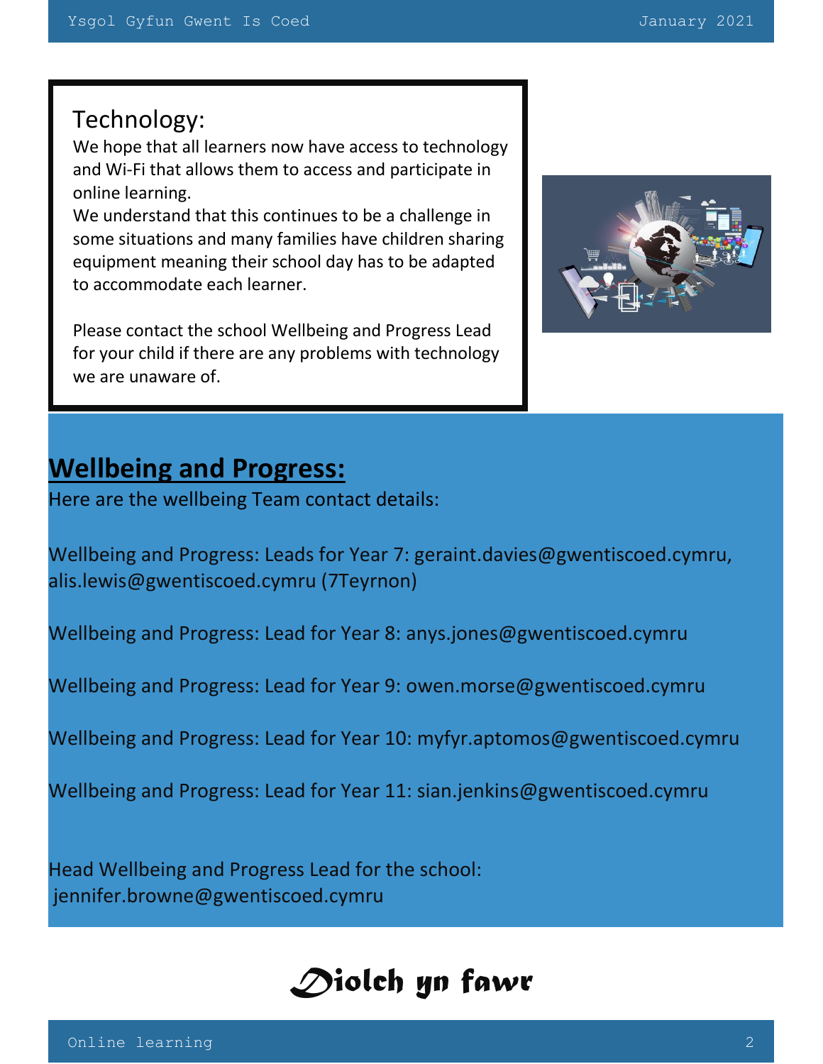## Technology:

We hope that all learners now have access to technology and Wi-Fi that allows them to access and participate in online learning.

We understand that this continues to be a challenge in some situations and many families have children sharing equipment meaning their school day has to be adapted to accommodate each learner.

Please contact the school Wellbeing and Progress Lead for your child if there are any problems with technology we are unaware of.

## **Wellbeing and Progress:**

Here are the wellbeing Team contact details:

Wellbeing and Progress: Leads for Year 7: geraint.davies@gwentiscoed.cymru, alis.lewis@gwentiscoed.cymru (7Teyrnon)

Wellbeing and Progress: Lead for Year 8: anys.jones@gwentiscoed.cymru

Wellbeing and Progress: Lead for Year 9: owen.morse@gwentiscoed.cymru

Wellbeing and Progress: Lead for Year 10: myfyr.aptomos@gwentiscoed.cymru

Wellbeing and Progress: Lead for Year 11: sian.jenkins@gwentiscoed.cymru

Head Wellbeing and Progress Lead for the school:
jennifer.browne@gwentiscoed.cymru

# Diolch yn fawr